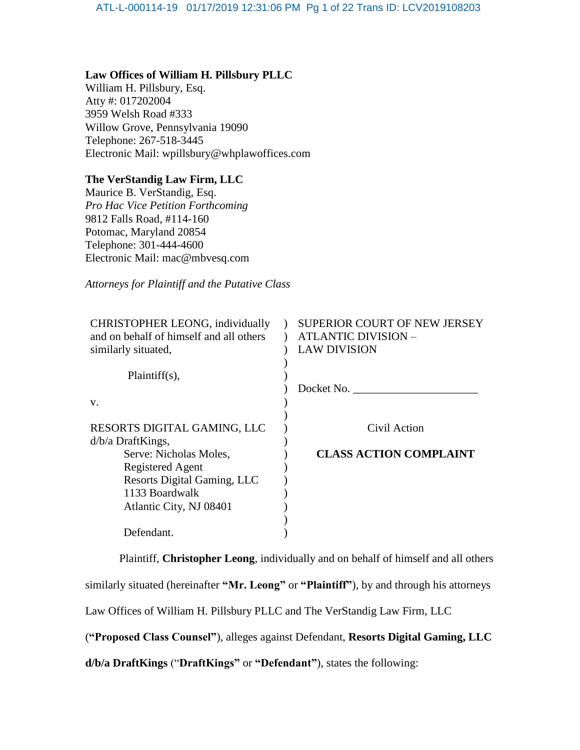**Law Offices of William H. Pillsbury PLLC**
William H. Pillsbury, Esq.
Atty #: 017202004
3959 Welsh Road #333
Willow Grove, Pennsylvania 19090
Telephone: 267-518-3445
Electronic Mail: wpillsbury@whplawoffices.com

**The VerStandig Law Firm, LLC**
Maurice B. VerStandig, Esq.
*Pro Hac Vice Petition Forthcoming*
9812 Falls Road, #114-160
Potomac, Maryland 20854
Telephone: 301-444-4600
Electronic Mail: mac@mbvesq.com

*Attorneys for Plaintiff and the Putative Class*

| | | |
|---|---|---|
| CHRISTOPHER LEONG, individually and on behalf of himself and all others similarly situated, | ) | SUPERIOR COURT OF NEW JERSEY ATLANTIC DIVISION – LAW DIVISION |
| Plaintiff(s), | ) | Docket No. ______________________ |
| v. | ) | |
| RESORTS DIGITAL GAMING, LLC d/b/a DraftKings, Serve: Nicholas Moles, Registered Agent Resorts Digital Gaming, LLC 1133 Boardwalk Atlantic City, NJ 08401 | ) | Civil Action **CLASS ACTION COMPLAINT** |
| Defendant. | ) | |

Plaintiff, **Christopher Leong**, individually and on behalf of himself and all others similarly situated (hereinafter **"Mr. Leong"** or **"Plaintiff"**), by and through his attorneys Law Offices of William H. Pillsbury PLLC and The VerStandig Law Firm, LLC (**"Proposed Class Counsel"**), alleges against Defendant, **Resorts Digital Gaming, LLC d/b/a DraftKings** ("**DraftKings"** or **"Defendant"**), states the following: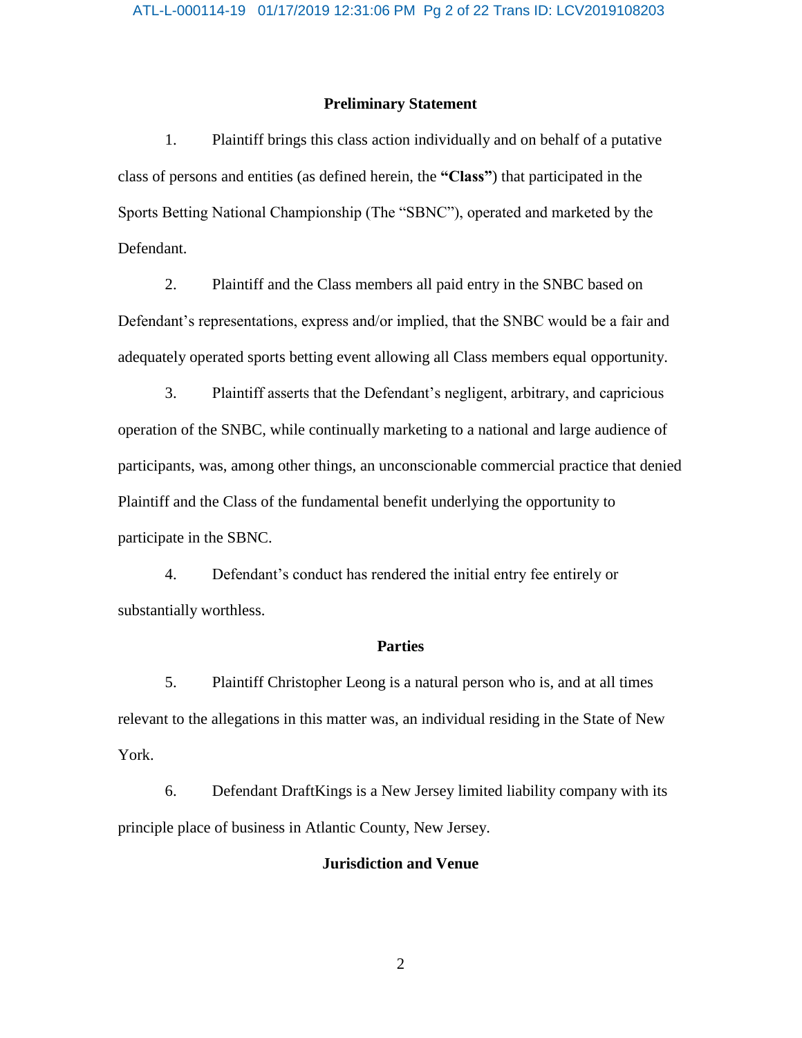## Preliminary Statement

1. Plaintiff brings this class action individually and on behalf of a putative class of persons and entities (as defined herein, the **"Class"**) that participated in the Sports Betting National Championship (The "SBNC"), operated and marketed by the Defendant.

2. Plaintiff and the Class members all paid entry in the SNBC based on Defendant's representations, express and/or implied, that the SNBC would be a fair and adequately operated sports betting event allowing all Class members equal opportunity.

3. Plaintiff asserts that the Defendant's negligent, arbitrary, and capricious operation of the SNBC, while continually marketing to a national and large audience of participants, was, among other things, an unconscionable commercial practice that denied Plaintiff and the Class of the fundamental benefit underlying the opportunity to participate in the SBNC.

4. Defendant's conduct has rendered the initial entry fee entirely or substantially worthless.

## Parties

5. Plaintiff Christopher Leong is a natural person who is, and at all times relevant to the allegations in this matter was, an individual residing in the State of New York.

6. Defendant DraftKings is a New Jersey limited liability company with its principle place of business in Atlantic County, New Jersey.

## Jurisdiction and Venue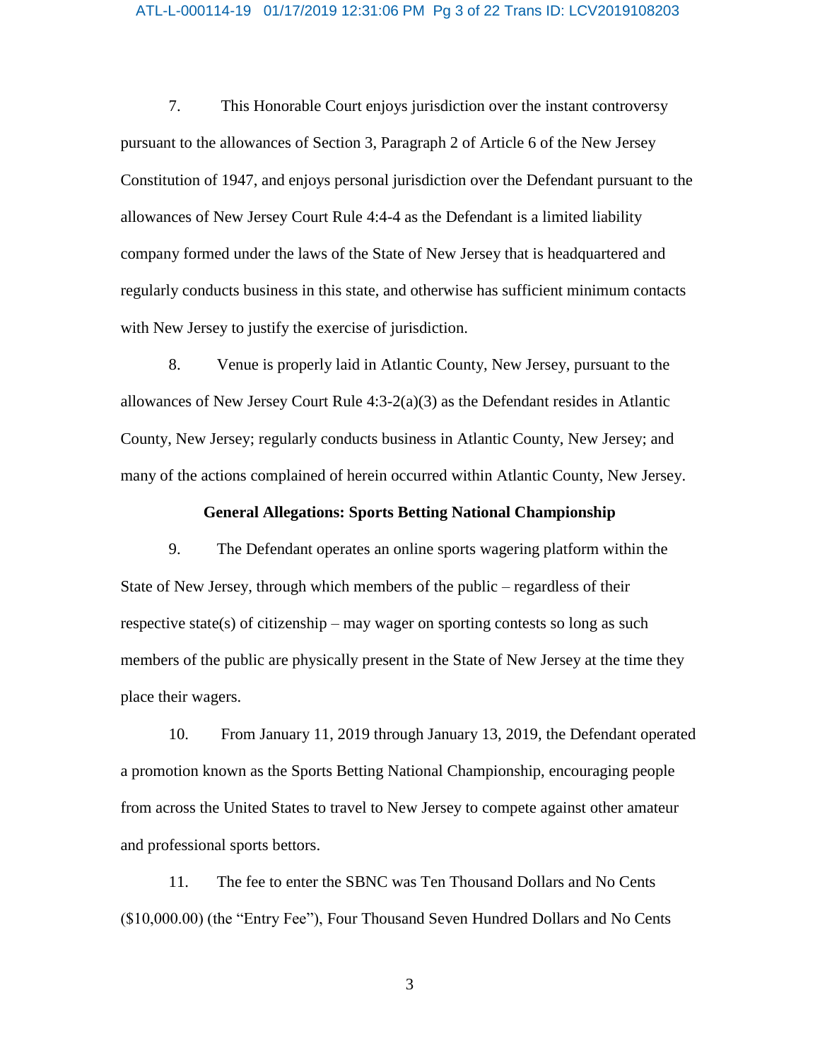7. This Honorable Court enjoys jurisdiction over the instant controversy pursuant to the allowances of Section 3, Paragraph 2 of Article 6 of the New Jersey Constitution of 1947, and enjoys personal jurisdiction over the Defendant pursuant to the allowances of New Jersey Court Rule 4:4-4 as the Defendant is a limited liability company formed under the laws of the State of New Jersey that is headquartered and regularly conducts business in this state, and otherwise has sufficient minimum contacts with New Jersey to justify the exercise of jurisdiction.

8. Venue is properly laid in Atlantic County, New Jersey, pursuant to the allowances of New Jersey Court Rule 4:3-2(a)(3) as the Defendant resides in Atlantic County, New Jersey; regularly conducts business in Atlantic County, New Jersey; and many of the actions complained of herein occurred within Atlantic County, New Jersey.

**General Allegations: Sports Betting National Championship**

9. The Defendant operates an online sports wagering platform within the State of New Jersey, through which members of the public – regardless of their respective state(s) of citizenship – may wager on sporting contests so long as such members of the public are physically present in the State of New Jersey at the time they place their wagers.

10. From January 11, 2019 through January 13, 2019, the Defendant operated a promotion known as the Sports Betting National Championship, encouraging people from across the United States to travel to New Jersey to compete against other amateur and professional sports bettors.

11. The fee to enter the SBNC was Ten Thousand Dollars and No Cents ($10,000.00) (the "Entry Fee"), Four Thousand Seven Hundred Dollars and No Cents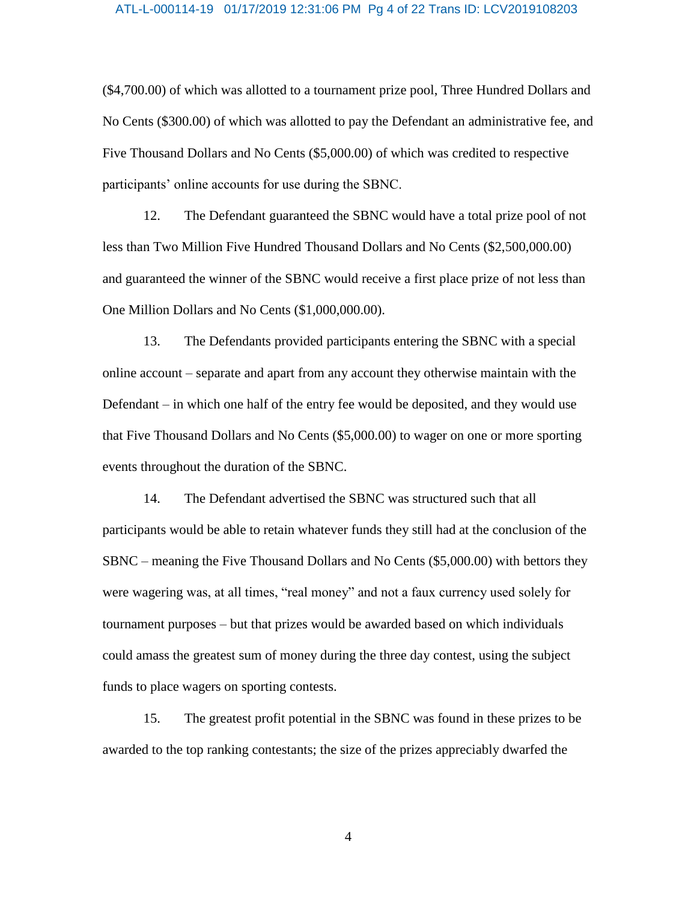($4,700.00) of which was allotted to a tournament prize pool, Three Hundred Dollars and No Cents ($300.00) of which was allotted to pay the Defendant an administrative fee, and Five Thousand Dollars and No Cents ($5,000.00) of which was credited to respective participants' online accounts for use during the SBNC.

12. The Defendant guaranteed the SBNC would have a total prize pool of not less than Two Million Five Hundred Thousand Dollars and No Cents ($2,500,000.00) and guaranteed the winner of the SBNC would receive a first place prize of not less than One Million Dollars and No Cents ($1,000,000.00).

13. The Defendants provided participants entering the SBNC with a special online account – separate and apart from any account they otherwise maintain with the Defendant – in which one half of the entry fee would be deposited, and they would use that Five Thousand Dollars and No Cents ($5,000.00) to wager on one or more sporting events throughout the duration of the SBNC.

14. The Defendant advertised the SBNC was structured such that all participants would be able to retain whatever funds they still had at the conclusion of the SBNC – meaning the Five Thousand Dollars and No Cents ($5,000.00) with bettors they were wagering was, at all times, "real money" and not a faux currency used solely for tournament purposes – but that prizes would be awarded based on which individuals could amass the greatest sum of money during the three day contest, using the subject funds to place wagers on sporting contests.

15. The greatest profit potential in the SBNC was found in these prizes to be awarded to the top ranking contestants; the size of the prizes appreciably dwarfed the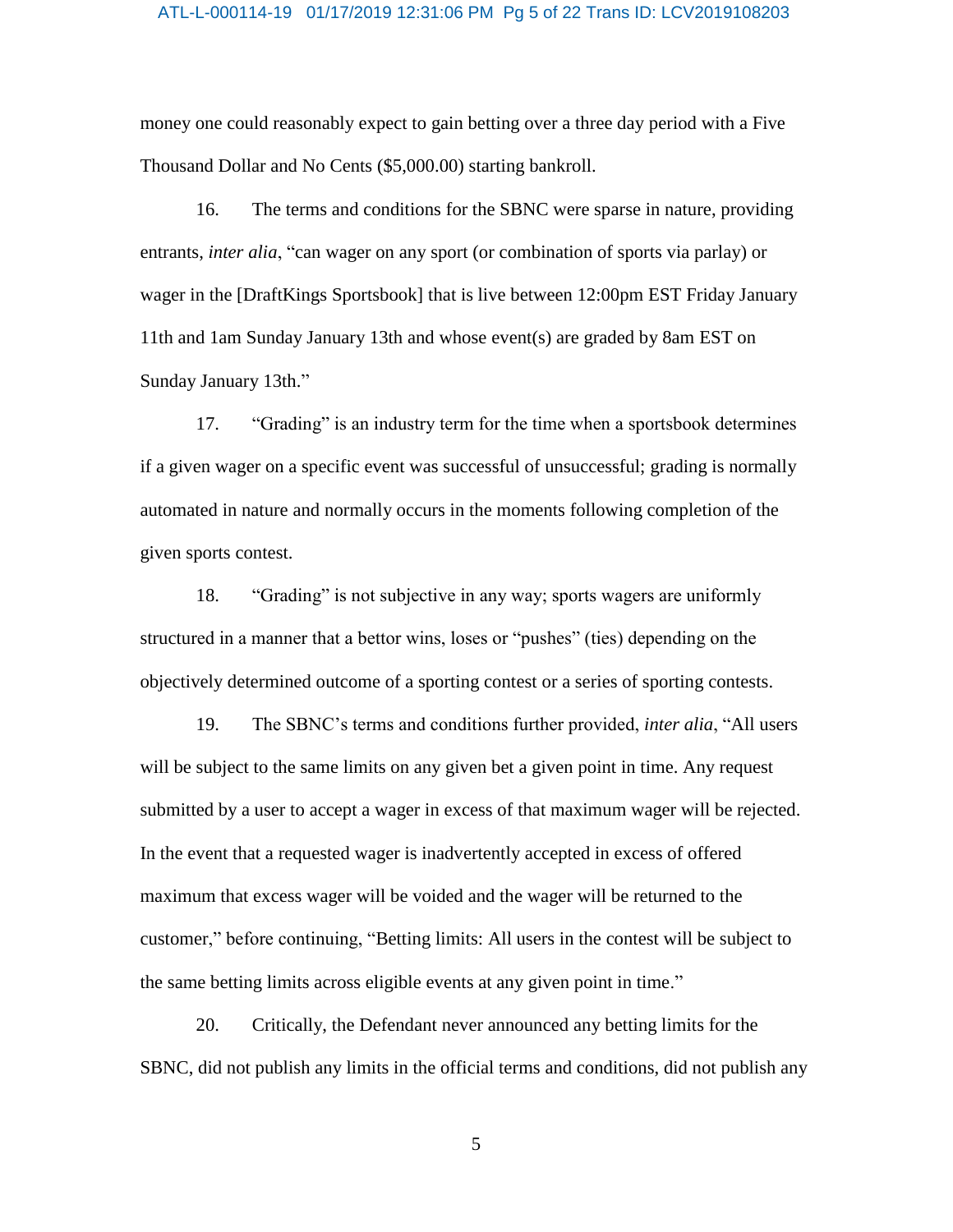money one could reasonably expect to gain betting over a three day period with a Five Thousand Dollar and No Cents ($5,000.00) starting bankroll.

16. The terms and conditions for the SBNC were sparse in nature, providing entrants, *inter alia*, "can wager on any sport (or combination of sports via parlay) or wager in the [DraftKings Sportsbook] that is live between 12:00pm EST Friday January 11th and 1am Sunday January 13th and whose event(s) are graded by 8am EST on Sunday January 13th."

17. "Grading" is an industry term for the time when a sportsbook determines if a given wager on a specific event was successful of unsuccessful; grading is normally automated in nature and normally occurs in the moments following completion of the given sports contest.

18. "Grading" is not subjective in any way; sports wagers are uniformly structured in a manner that a bettor wins, loses or "pushes" (ties) depending on the objectively determined outcome of a sporting contest or a series of sporting contests.

19. The SBNC's terms and conditions further provided, *inter alia*, "All users will be subject to the same limits on any given bet a given point in time. Any request submitted by a user to accept a wager in excess of that maximum wager will be rejected. In the event that a requested wager is inadvertently accepted in excess of offered maximum that excess wager will be voided and the wager will be returned to the customer," before continuing, "Betting limits: All users in the contest will be subject to the same betting limits across eligible events at any given point in time."

20. Critically, the Defendant never announced any betting limits for the SBNC, did not publish any limits in the official terms and conditions, did not publish any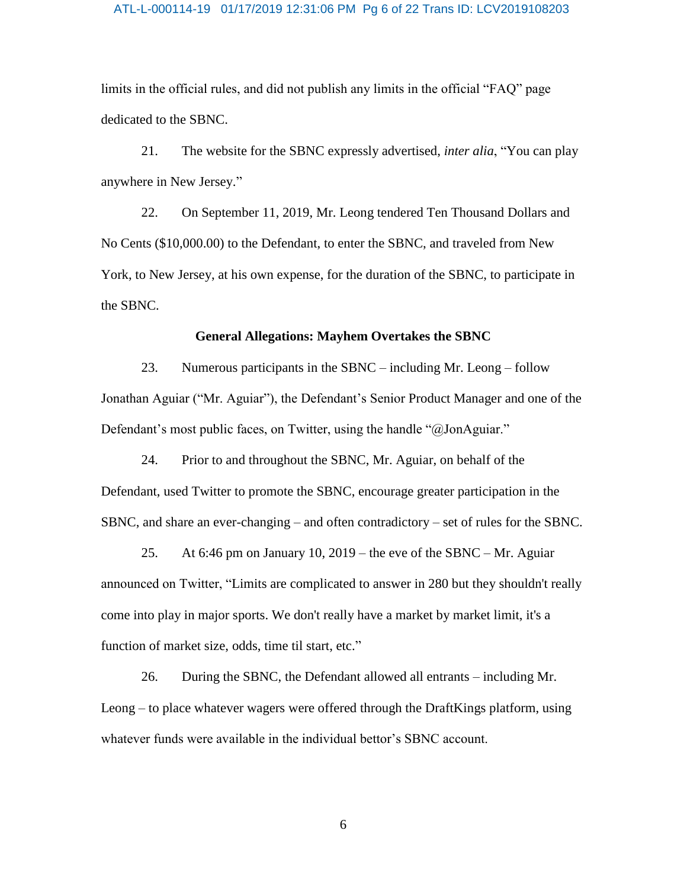limits in the official rules, and did not publish any limits in the official "FAQ" page dedicated to the SBNC.

21. The website for the SBNC expressly advertised, *inter alia*, "You can play anywhere in New Jersey."

22. On September 11, 2019, Mr. Leong tendered Ten Thousand Dollars and No Cents ($10,000.00) to the Defendant, to enter the SBNC, and traveled from New York, to New Jersey, at his own expense, for the duration of the SBNC, to participate in the SBNC.

**General Allegations: Mayhem Overtakes the SBNC**

23. Numerous participants in the SBNC – including Mr. Leong – follow Jonathan Aguiar ("Mr. Aguiar"), the Defendant's Senior Product Manager and one of the Defendant's most public faces, on Twitter, using the handle "@JonAguiar."

24. Prior to and throughout the SBNC, Mr. Aguiar, on behalf of the Defendant, used Twitter to promote the SBNC, encourage greater participation in the SBNC, and share an ever-changing – and often contradictory – set of rules for the SBNC.

25. At 6:46 pm on January 10, 2019 – the eve of the SBNC – Mr. Aguiar announced on Twitter, "Limits are complicated to answer in 280 but they shouldn't really come into play in major sports. We don't really have a market by market limit, it's a function of market size, odds, time til start, etc."

26. During the SBNC, the Defendant allowed all entrants – including Mr. Leong – to place whatever wagers were offered through the DraftKings platform, using whatever funds were available in the individual bettor's SBNC account.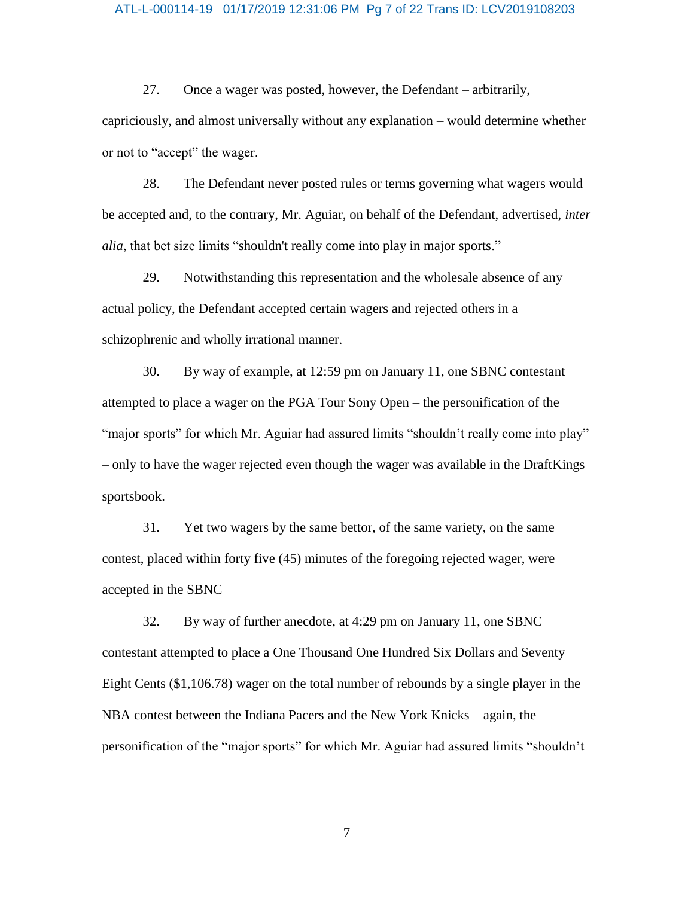27. Once a wager was posted, however, the Defendant – arbitrarily, capriciously, and almost universally without any explanation – would determine whether or not to "accept" the wager.

28. The Defendant never posted rules or terms governing what wagers would be accepted and, to the contrary, Mr. Aguiar, on behalf of the Defendant, advertised, *inter alia*, that bet size limits "shouldn't really come into play in major sports."

29. Notwithstanding this representation and the wholesale absence of any actual policy, the Defendant accepted certain wagers and rejected others in a schizophrenic and wholly irrational manner.

30. By way of example, at 12:59 pm on January 11, one SBNC contestant attempted to place a wager on the PGA Tour Sony Open – the personification of the "major sports" for which Mr. Aguiar had assured limits "shouldn't really come into play" – only to have the wager rejected even though the wager was available in the DraftKings sportsbook.

31. Yet two wagers by the same bettor, of the same variety, on the same contest, placed within forty five (45) minutes of the foregoing rejected wager, were accepted in the SBNC

32. By way of further anecdote, at 4:29 pm on January 11, one SBNC contestant attempted to place a One Thousand One Hundred Six Dollars and Seventy Eight Cents ($1,106.78) wager on the total number of rebounds by a single player in the NBA contest between the Indiana Pacers and the New York Knicks – again, the personification of the "major sports" for which Mr. Aguiar had assured limits "shouldn't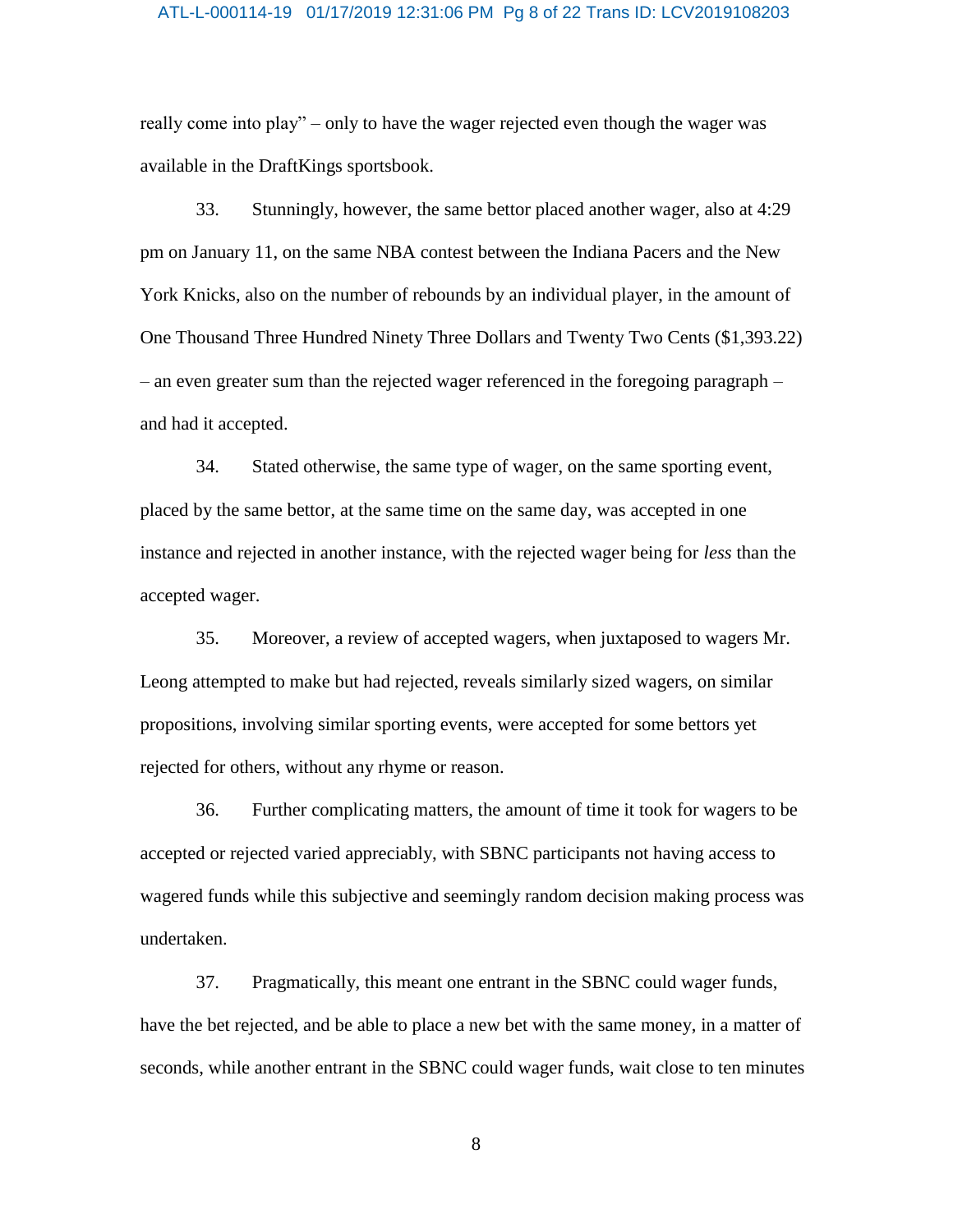really come into play" – only to have the wager rejected even though the wager was available in the DraftKings sportsbook.

33. Stunningly, however, the same bettor placed another wager, also at 4:29 pm on January 11, on the same NBA contest between the Indiana Pacers and the New York Knicks, also on the number of rebounds by an individual player, in the amount of One Thousand Three Hundred Ninety Three Dollars and Twenty Two Cents ($1,393.22) – an even greater sum than the rejected wager referenced in the foregoing paragraph – and had it accepted.

34. Stated otherwise, the same type of wager, on the same sporting event, placed by the same bettor, at the same time on the same day, was accepted in one instance and rejected in another instance, with the rejected wager being for *less* than the accepted wager.

35. Moreover, a review of accepted wagers, when juxtaposed to wagers Mr. Leong attempted to make but had rejected, reveals similarly sized wagers, on similar propositions, involving similar sporting events, were accepted for some bettors yet rejected for others, without any rhyme or reason.

36. Further complicating matters, the amount of time it took for wagers to be accepted or rejected varied appreciably, with SBNC participants not having access to wagered funds while this subjective and seemingly random decision making process was undertaken.

37. Pragmatically, this meant one entrant in the SBNC could wager funds, have the bet rejected, and be able to place a new bet with the same money, in a matter of seconds, while another entrant in the SBNC could wager funds, wait close to ten minutes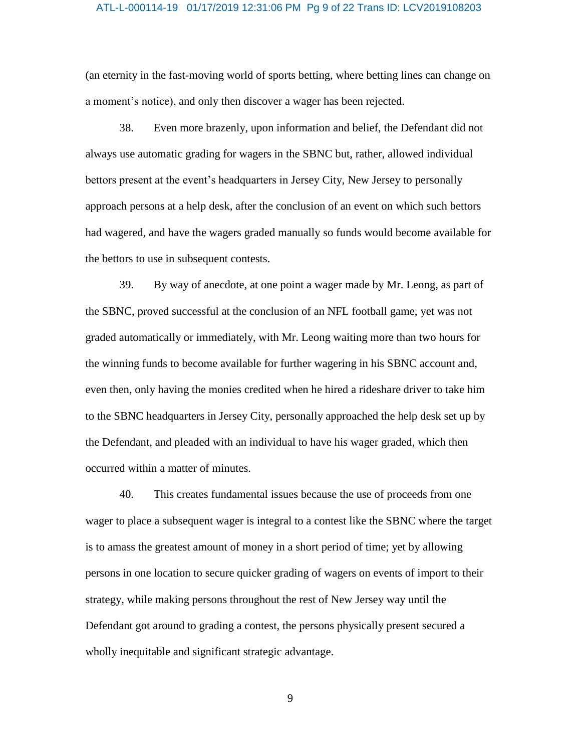(an eternity in the fast-moving world of sports betting, where betting lines can change on a moment's notice), and only then discover a wager has been rejected.

38. Even more brazenly, upon information and belief, the Defendant did not always use automatic grading for wagers in the SBNC but, rather, allowed individual bettors present at the event's headquarters in Jersey City, New Jersey to personally approach persons at a help desk, after the conclusion of an event on which such bettors had wagered, and have the wagers graded manually so funds would become available for the bettors to use in subsequent contests.

39. By way of anecdote, at one point a wager made by Mr. Leong, as part of the SBNC, proved successful at the conclusion of an NFL football game, yet was not graded automatically or immediately, with Mr. Leong waiting more than two hours for the winning funds to become available for further wagering in his SBNC account and, even then, only having the monies credited when he hired a rideshare driver to take him to the SBNC headquarters in Jersey City, personally approached the help desk set up by the Defendant, and pleaded with an individual to have his wager graded, which then occurred within a matter of minutes.

40. This creates fundamental issues because the use of proceeds from one wager to place a subsequent wager is integral to a contest like the SBNC where the target is to amass the greatest amount of money in a short period of time; yet by allowing persons in one location to secure quicker grading of wagers on events of import to their strategy, while making persons throughout the rest of New Jersey way until the Defendant got around to grading a contest, the persons physically present secured a wholly inequitable and significant strategic advantage.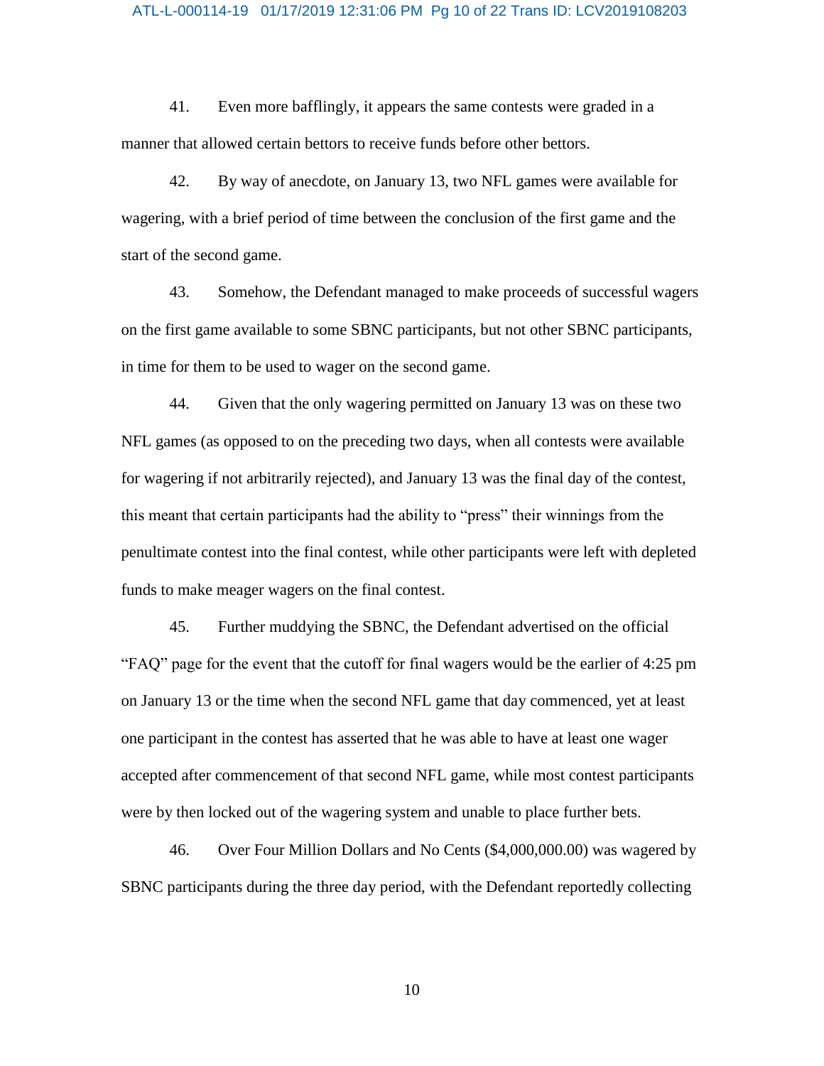41. Even more bafflingly, it appears the same contests were graded in a manner that allowed certain bettors to receive funds before other bettors.

42. By way of anecdote, on January 13, two NFL games were available for wagering, with a brief period of time between the conclusion of the first game and the start of the second game.

43. Somehow, the Defendant managed to make proceeds of successful wagers on the first game available to some SBNC participants, but not other SBNC participants, in time for them to be used to wager on the second game.

44. Given that the only wagering permitted on January 13 was on these two NFL games (as opposed to on the preceding two days, when all contests were available for wagering if not arbitrarily rejected), and January 13 was the final day of the contest, this meant that certain participants had the ability to "press" their winnings from the penultimate contest into the final contest, while other participants were left with depleted funds to make meager wagers on the final contest.

45. Further muddying the SBNC, the Defendant advertised on the official "FAQ" page for the event that the cutoff for final wagers would be the earlier of 4:25 pm on January 13 or the time when the second NFL game that day commenced, yet at least one participant in the contest has asserted that he was able to have at least one wager accepted after commencement of that second NFL game, while most contest participants were by then locked out of the wagering system and unable to place further bets.

46. Over Four Million Dollars and No Cents ($4,000,000.00) was wagered by SBNC participants during the three day period, with the Defendant reportedly collecting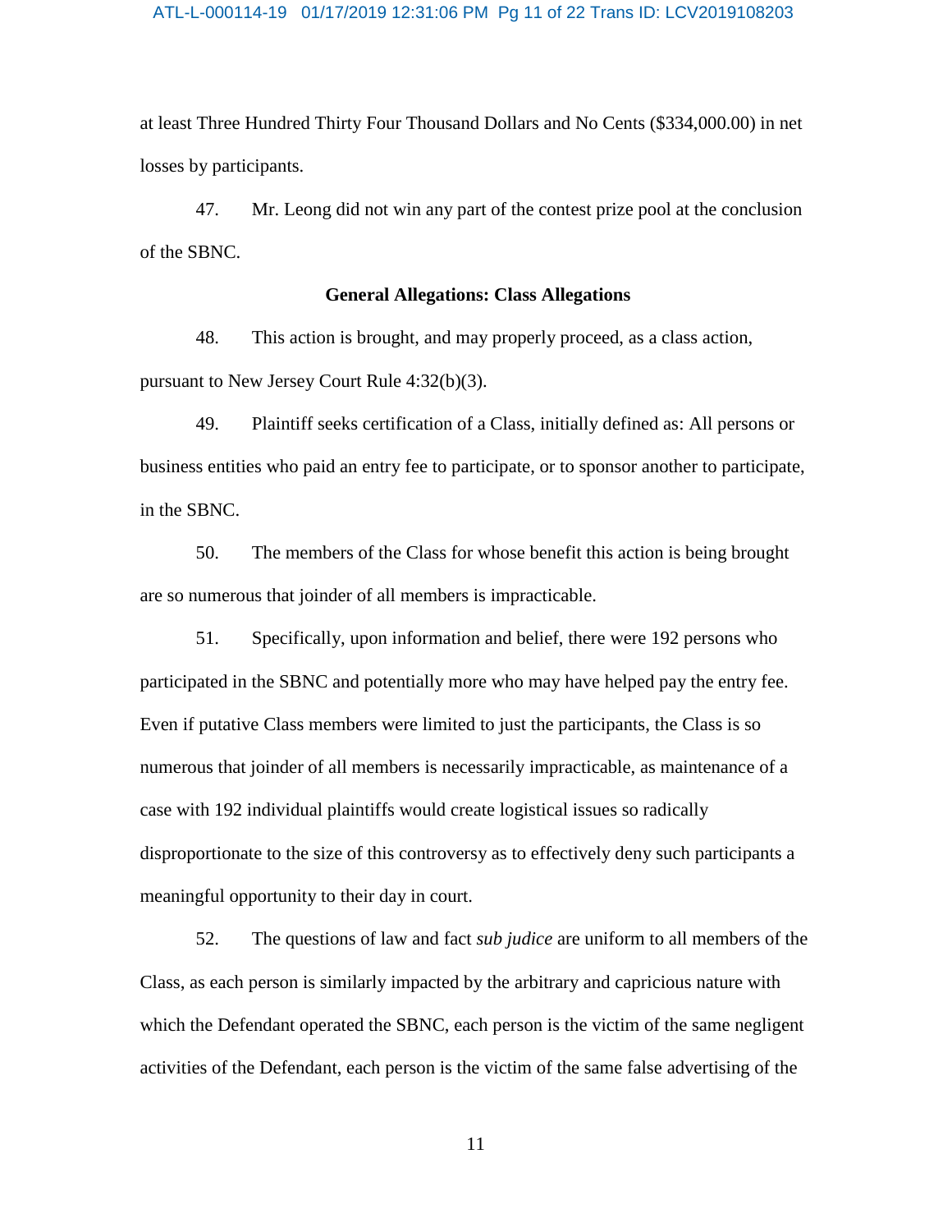at least Three Hundred Thirty Four Thousand Dollars and No Cents ($334,000.00) in net losses by participants.

47. Mr. Leong did not win any part of the contest prize pool at the conclusion of the SBNC.

**General Allegations: Class Allegations**

48. This action is brought, and may properly proceed, as a class action, pursuant to New Jersey Court Rule 4:32(b)(3).

49. Plaintiff seeks certification of a Class, initially defined as: All persons or business entities who paid an entry fee to participate, or to sponsor another to participate, in the SBNC.

50. The members of the Class for whose benefit this action is being brought are so numerous that joinder of all members is impracticable.

51. Specifically, upon information and belief, there were 192 persons who participated in the SBNC and potentially more who may have helped pay the entry fee. Even if putative Class members were limited to just the participants, the Class is so numerous that joinder of all members is necessarily impracticable, as maintenance of a case with 192 individual plaintiffs would create logistical issues so radically disproportionate to the size of this controversy as to effectively deny such participants a meaningful opportunity to their day in court.

52. The questions of law and fact *sub judice* are uniform to all members of the Class, as each person is similarly impacted by the arbitrary and capricious nature with which the Defendant operated the SBNC, each person is the victim of the same negligent activities of the Defendant, each person is the victim of the same false advertising of the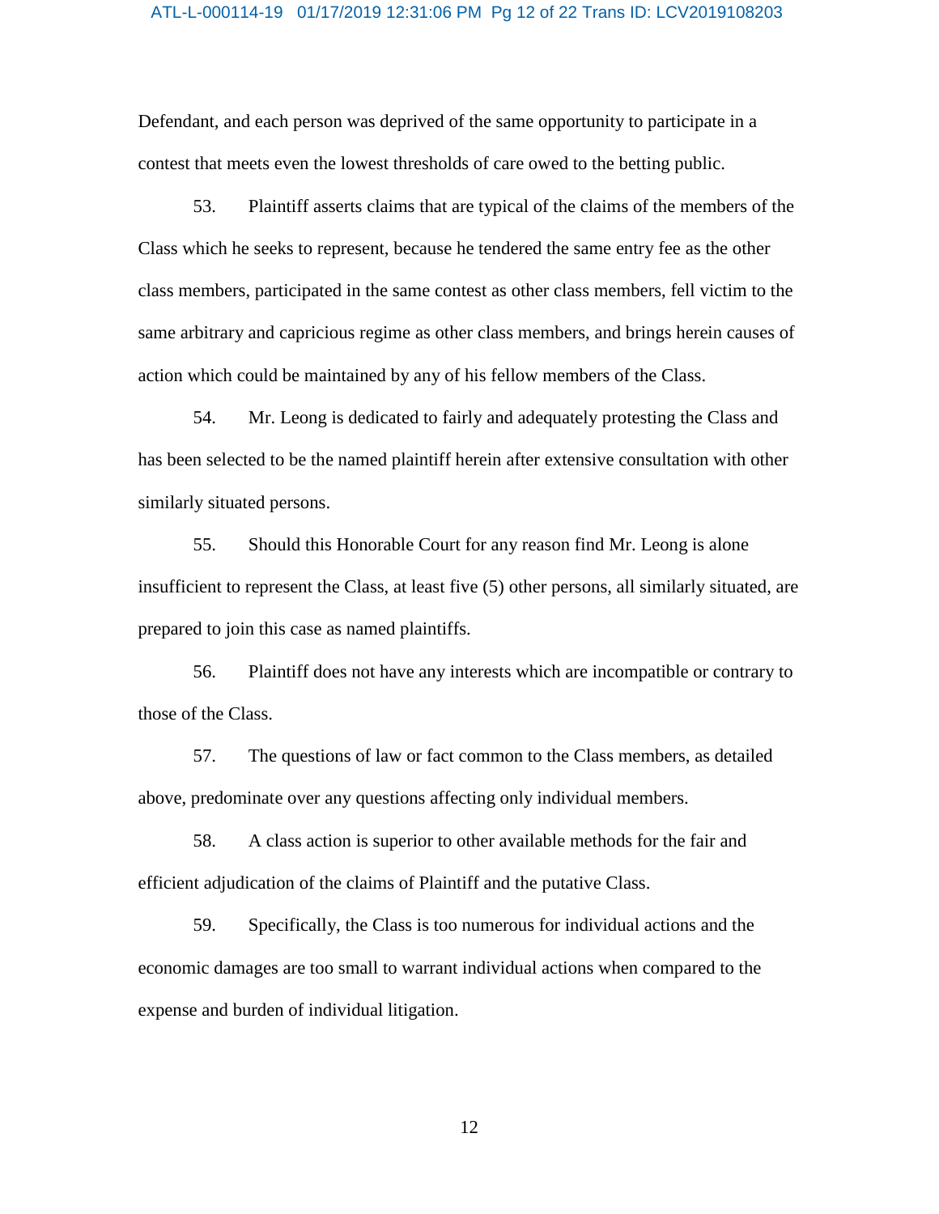Defendant, and each person was deprived of the same opportunity to participate in a contest that meets even the lowest thresholds of care owed to the betting public.

53. Plaintiff asserts claims that are typical of the claims of the members of the Class which he seeks to represent, because he tendered the same entry fee as the other class members, participated in the same contest as other class members, fell victim to the same arbitrary and capricious regime as other class members, and brings herein causes of action which could be maintained by any of his fellow members of the Class.

54. Mr. Leong is dedicated to fairly and adequately protesting the Class and has been selected to be the named plaintiff herein after extensive consultation with other similarly situated persons.

55. Should this Honorable Court for any reason find Mr. Leong is alone insufficient to represent the Class, at least five (5) other persons, all similarly situated, are prepared to join this case as named plaintiffs.

56. Plaintiff does not have any interests which are incompatible or contrary to those of the Class.

57. The questions of law or fact common to the Class members, as detailed above, predominate over any questions affecting only individual members.

58. A class action is superior to other available methods for the fair and efficient adjudication of the claims of Plaintiff and the putative Class.

59. Specifically, the Class is too numerous for individual actions and the economic damages are too small to warrant individual actions when compared to the expense and burden of individual litigation.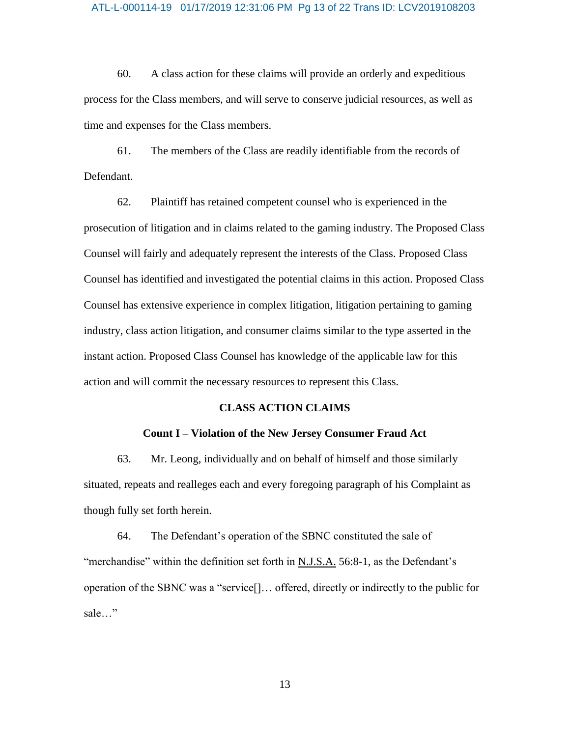60. A class action for these claims will provide an orderly and expeditious process for the Class members, and will serve to conserve judicial resources, as well as time and expenses for the Class members.

61. The members of the Class are readily identifiable from the records of Defendant.

62. Plaintiff has retained competent counsel who is experienced in the prosecution of litigation and in claims related to the gaming industry. The Proposed Class Counsel will fairly and adequately represent the interests of the Class. Proposed Class Counsel has identified and investigated the potential claims in this action. Proposed Class Counsel has extensive experience in complex litigation, litigation pertaining to gaming industry, class action litigation, and consumer claims similar to the type asserted in the instant action. Proposed Class Counsel has knowledge of the applicable law for this action and will commit the necessary resources to represent this Class.

## CLASS ACTION CLAIMS

### Count I – Violation of the New Jersey Consumer Fraud Act

63. Mr. Leong, individually and on behalf of himself and those similarly situated, repeats and realleges each and every foregoing paragraph of his Complaint as though fully set forth herein.

64. The Defendant's operation of the SBNC constituted the sale of "merchandise" within the definition set forth in N.J.S.A. 56:8-1, as the Defendant's operation of the SBNC was a "service[]… offered, directly or indirectly to the public for sale…"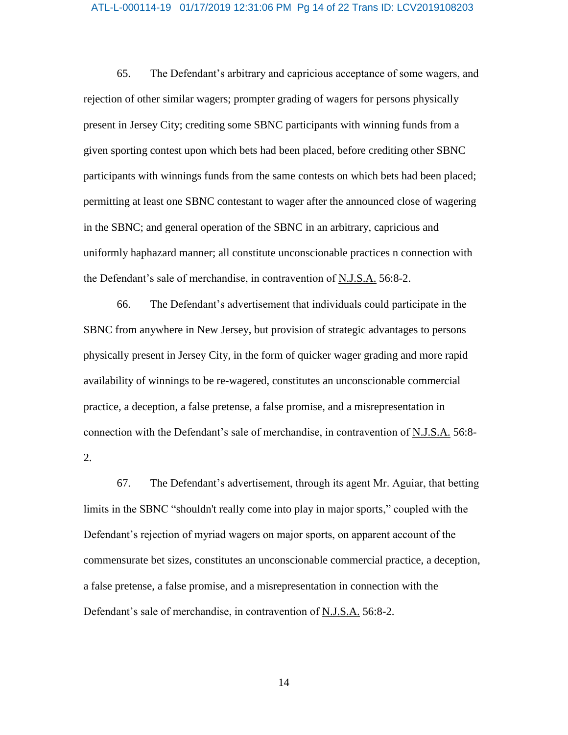65. The Defendant's arbitrary and capricious acceptance of some wagers, and rejection of other similar wagers; prompter grading of wagers for persons physically present in Jersey City; crediting some SBNC participants with winning funds from a given sporting contest upon which bets had been placed, before crediting other SBNC participants with winnings funds from the same contests on which bets had been placed; permitting at least one SBNC contestant to wager after the announced close of wagering in the SBNC; and general operation of the SBNC in an arbitrary, capricious and uniformly haphazard manner; all constitute unconscionable practices n connection with the Defendant's sale of merchandise, in contravention of N.J.S.A. 56:8-2.

66. The Defendant's advertisement that individuals could participate in the SBNC from anywhere in New Jersey, but provision of strategic advantages to persons physically present in Jersey City, in the form of quicker wager grading and more rapid availability of winnings to be re-wagered, constitutes an unconscionable commercial practice, a deception, a false pretense, a false promise, and a misrepresentation in connection with the Defendant's sale of merchandise, in contravention of N.J.S.A. 56:8-2.

67. The Defendant's advertisement, through its agent Mr. Aguiar, that betting limits in the SBNC "shouldn't really come into play in major sports," coupled with the Defendant's rejection of myriad wagers on major sports, on apparent account of the commensurate bet sizes, constitutes an unconscionable commercial practice, a deception, a false pretense, a false promise, and a misrepresentation in connection with the Defendant's sale of merchandise, in contravention of N.J.S.A. 56:8-2.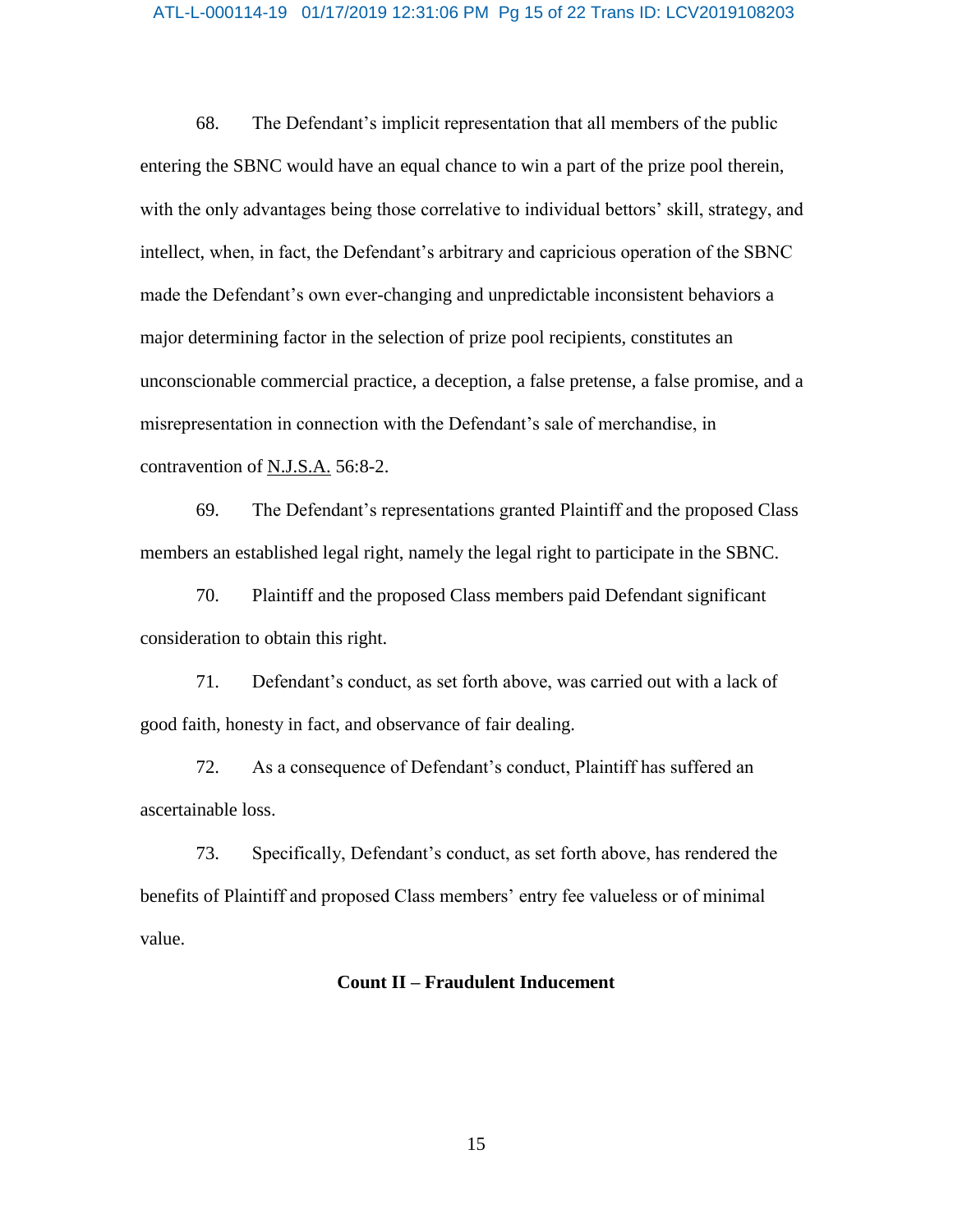68. The Defendant's implicit representation that all members of the public entering the SBNC would have an equal chance to win a part of the prize pool therein, with the only advantages being those correlative to individual bettors' skill, strategy, and intellect, when, in fact, the Defendant's arbitrary and capricious operation of the SBNC made the Defendant's own ever-changing and unpredictable inconsistent behaviors a major determining factor in the selection of prize pool recipients, constitutes an unconscionable commercial practice, a deception, a false pretense, a false promise, and a misrepresentation in connection with the Defendant's sale of merchandise, in contravention of N.J.S.A. 56:8-2.

69. The Defendant's representations granted Plaintiff and the proposed Class members an established legal right, namely the legal right to participate in the SBNC.

70. Plaintiff and the proposed Class members paid Defendant significant consideration to obtain this right.

71. Defendant's conduct, as set forth above, was carried out with a lack of good faith, honesty in fact, and observance of fair dealing.

72. As a consequence of Defendant's conduct, Plaintiff has suffered an ascertainable loss.

73. Specifically, Defendant's conduct, as set forth above, has rendered the benefits of Plaintiff and proposed Class members' entry fee valueless or of minimal value.

**Count II – Fraudulent Inducement**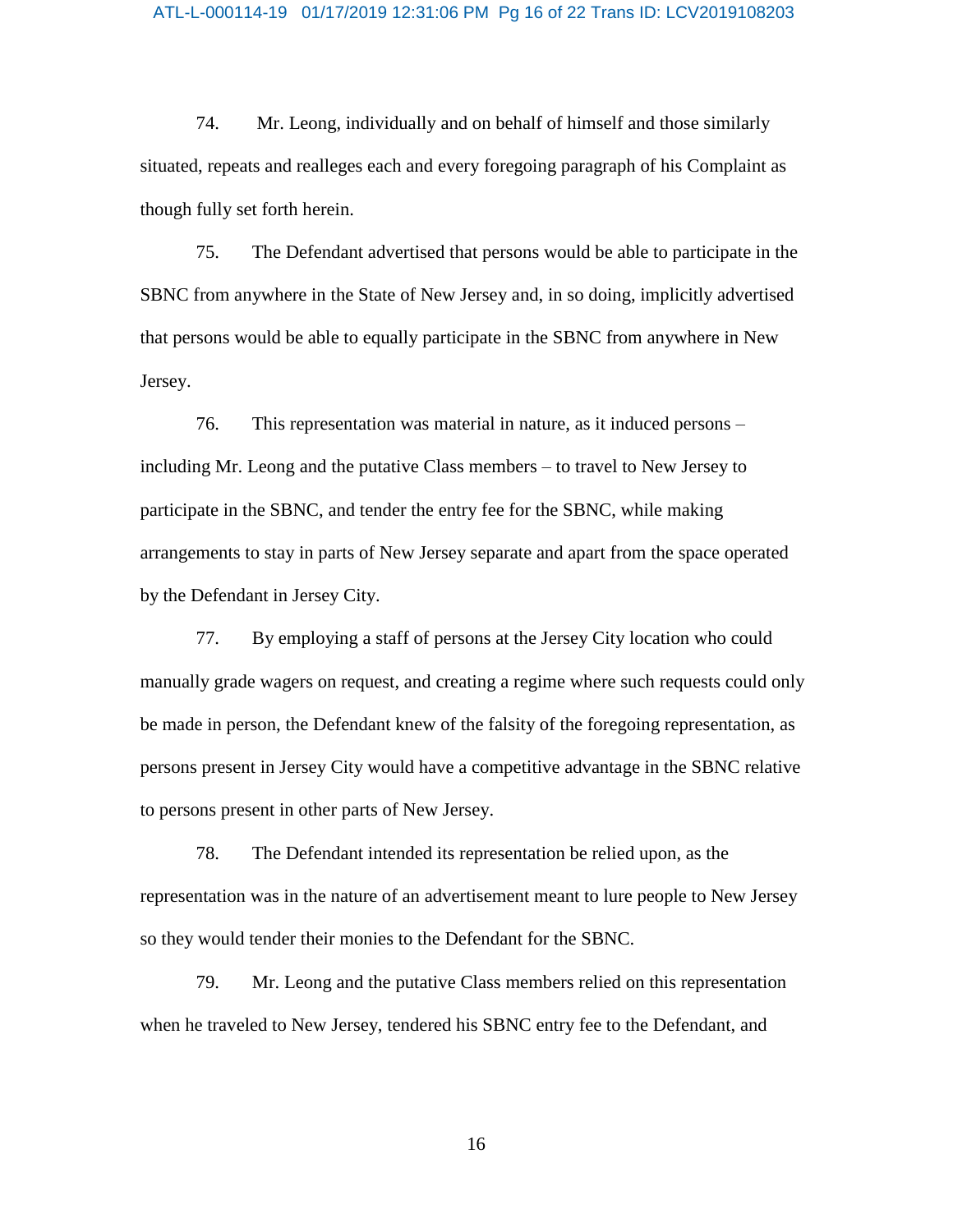74. Mr. Leong, individually and on behalf of himself and those similarly situated, repeats and realleges each and every foregoing paragraph of his Complaint as though fully set forth herein.

75. The Defendant advertised that persons would be able to participate in the SBNC from anywhere in the State of New Jersey and, in so doing, implicitly advertised that persons would be able to equally participate in the SBNC from anywhere in New Jersey.

76. This representation was material in nature, as it induced persons – including Mr. Leong and the putative Class members – to travel to New Jersey to participate in the SBNC, and tender the entry fee for the SBNC, while making arrangements to stay in parts of New Jersey separate and apart from the space operated by the Defendant in Jersey City.

77. By employing a staff of persons at the Jersey City location who could manually grade wagers on request, and creating a regime where such requests could only be made in person, the Defendant knew of the falsity of the foregoing representation, as persons present in Jersey City would have a competitive advantage in the SBNC relative to persons present in other parts of New Jersey.

78. The Defendant intended its representation be relied upon, as the representation was in the nature of an advertisement meant to lure people to New Jersey so they would tender their monies to the Defendant for the SBNC.

79. Mr. Leong and the putative Class members relied on this representation when he traveled to New Jersey, tendered his SBNC entry fee to the Defendant, and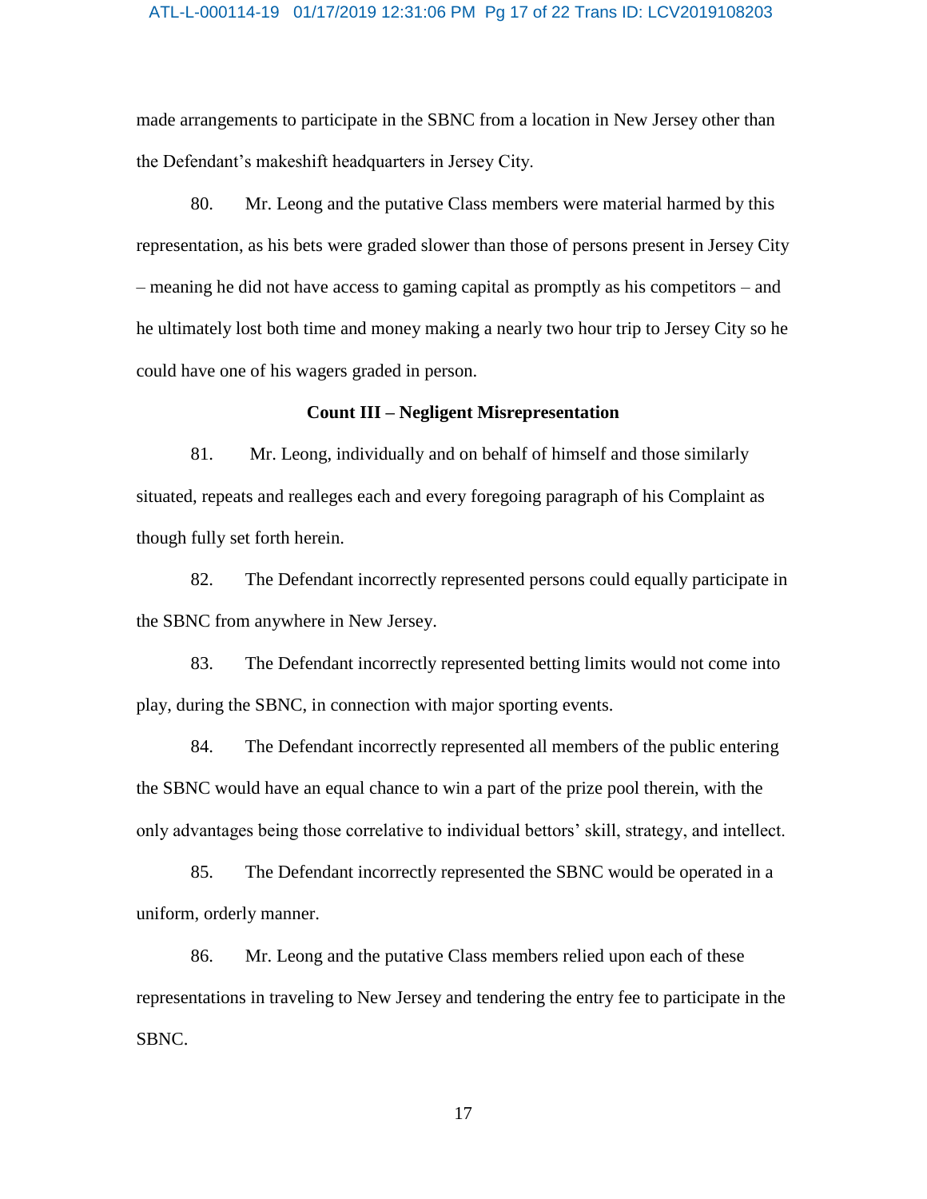made arrangements to participate in the SBNC from a location in New Jersey other than the Defendant's makeshift headquarters in Jersey City.

80. Mr. Leong and the putative Class members were material harmed by this representation, as his bets were graded slower than those of persons present in Jersey City – meaning he did not have access to gaming capital as promptly as his competitors – and he ultimately lost both time and money making a nearly two hour trip to Jersey City so he could have one of his wagers graded in person.

**Count III – Negligent Misrepresentation**

81. Mr. Leong, individually and on behalf of himself and those similarly situated, repeats and realleges each and every foregoing paragraph of his Complaint as though fully set forth herein.

82. The Defendant incorrectly represented persons could equally participate in the SBNC from anywhere in New Jersey.

83. The Defendant incorrectly represented betting limits would not come into play, during the SBNC, in connection with major sporting events.

84. The Defendant incorrectly represented all members of the public entering the SBNC would have an equal chance to win a part of the prize pool therein, with the only advantages being those correlative to individual bettors' skill, strategy, and intellect.

85. The Defendant incorrectly represented the SBNC would be operated in a uniform, orderly manner.

86. Mr. Leong and the putative Class members relied upon each of these representations in traveling to New Jersey and tendering the entry fee to participate in the SBNC.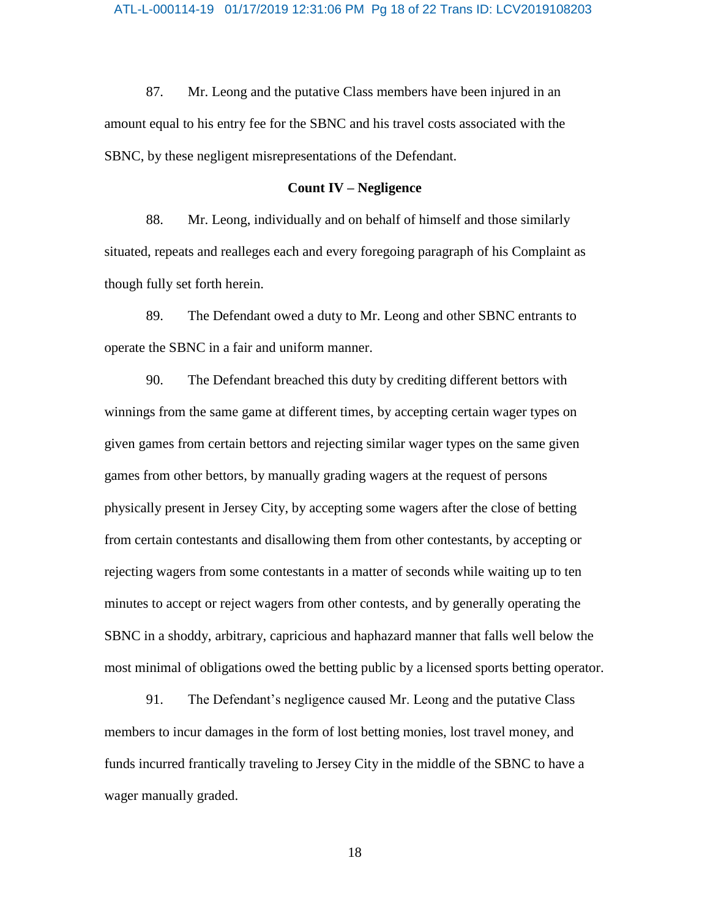87. Mr. Leong and the putative Class members have been injured in an amount equal to his entry fee for the SBNC and his travel costs associated with the SBNC, by these negligent misrepresentations of the Defendant.

**Count IV – Negligence**

88. Mr. Leong, individually and on behalf of himself and those similarly situated, repeats and realleges each and every foregoing paragraph of his Complaint as though fully set forth herein.

89. The Defendant owed a duty to Mr. Leong and other SBNC entrants to operate the SBNC in a fair and uniform manner.

90. The Defendant breached this duty by crediting different bettors with winnings from the same game at different times, by accepting certain wager types on given games from certain bettors and rejecting similar wager types on the same given games from other bettors, by manually grading wagers at the request of persons physically present in Jersey City, by accepting some wagers after the close of betting from certain contestants and disallowing them from other contestants, by accepting or rejecting wagers from some contestants in a matter of seconds while waiting up to ten minutes to accept or reject wagers from other contests, and by generally operating the SBNC in a shoddy, arbitrary, capricious and haphazard manner that falls well below the most minimal of obligations owed the betting public by a licensed sports betting operator.

91. The Defendant's negligence caused Mr. Leong and the putative Class members to incur damages in the form of lost betting monies, lost travel money, and funds incurred frantically traveling to Jersey City in the middle of the SBNC to have a wager manually graded.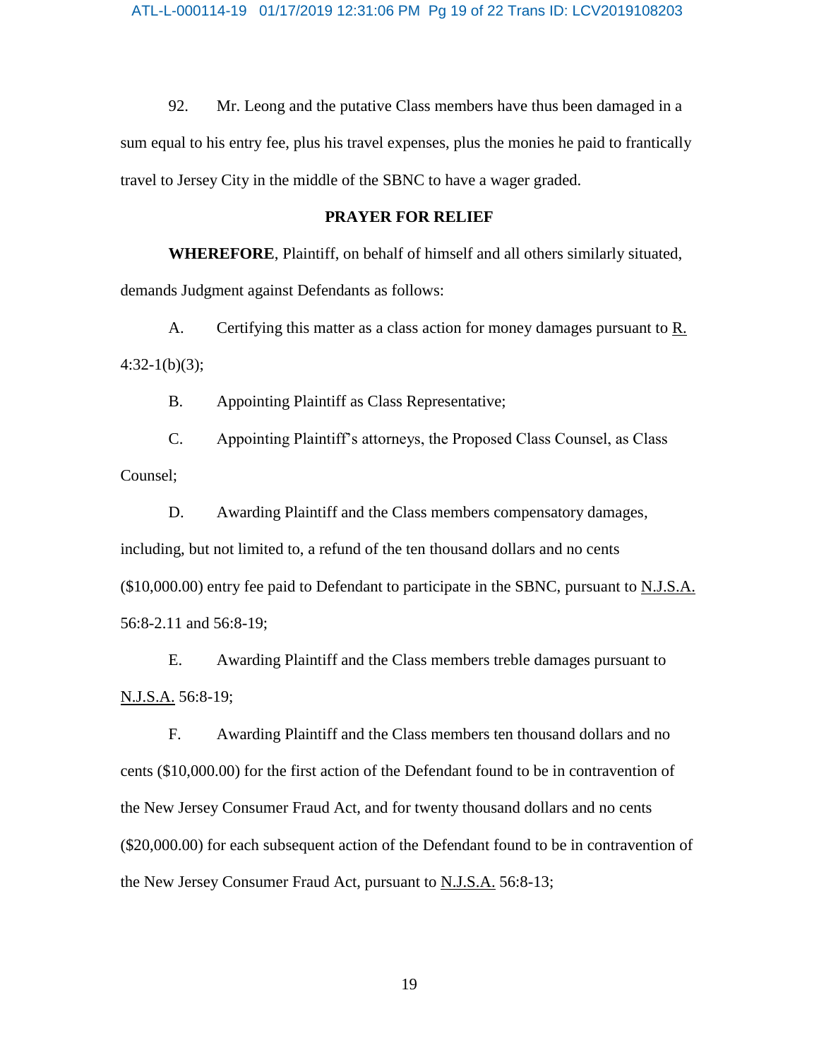92. Mr. Leong and the putative Class members have thus been damaged in a sum equal to his entry fee, plus his travel expenses, plus the monies he paid to frantically travel to Jersey City in the middle of the SBNC to have a wager graded.

**PRAYER FOR RELIEF**

**WHEREFORE**, Plaintiff, on behalf of himself and all others similarly situated, demands Judgment against Defendants as follows:

A. Certifying this matter as a class action for money damages pursuant to R. 4:32-1(b)(3);

B. Appointing Plaintiff as Class Representative;

C. Appointing Plaintiff's attorneys, the Proposed Class Counsel, as Class Counsel;

D. Awarding Plaintiff and the Class members compensatory damages, including, but not limited to, a refund of the ten thousand dollars and no cents ($10,000.00) entry fee paid to Defendant to participate in the SBNC, pursuant to N.J.S.A. 56:8-2.11 and 56:8-19;

E. Awarding Plaintiff and the Class members treble damages pursuant to N.J.S.A. 56:8-19;

F. Awarding Plaintiff and the Class members ten thousand dollars and no cents ($10,000.00) for the first action of the Defendant found to be in contravention of the New Jersey Consumer Fraud Act, and for twenty thousand dollars and no cents ($20,000.00) for each subsequent action of the Defendant found to be in contravention of the New Jersey Consumer Fraud Act, pursuant to N.J.S.A. 56:8-13;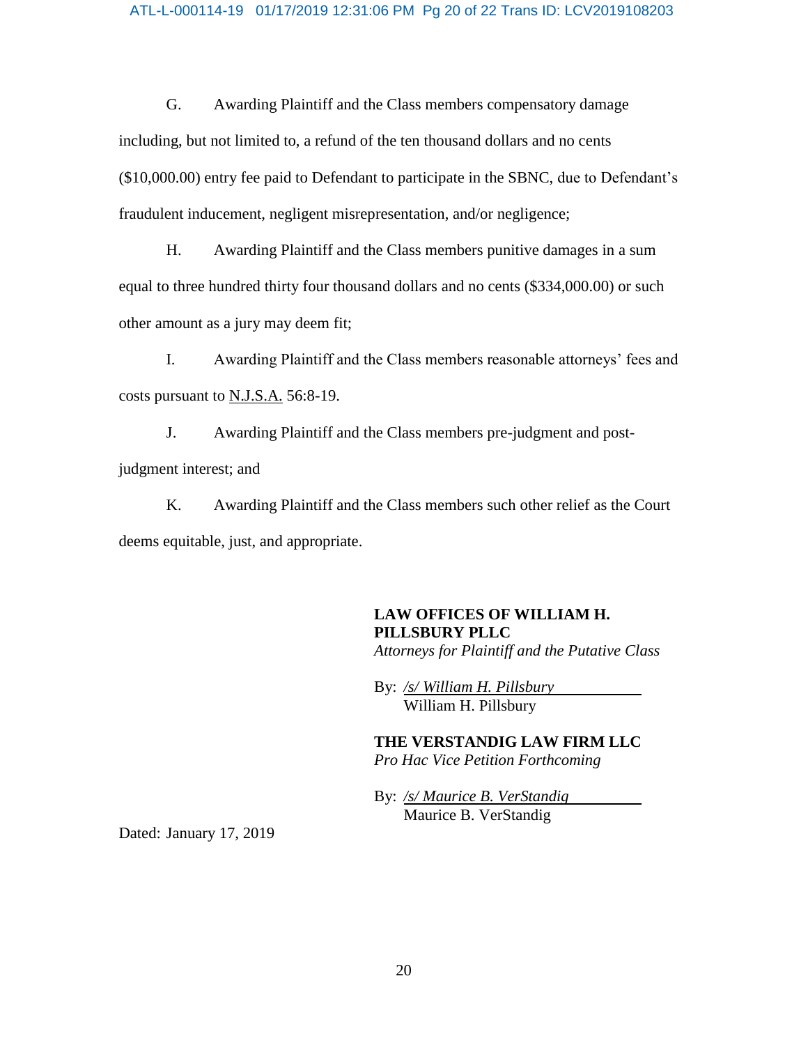G. Awarding Plaintiff and the Class members compensatory damage including, but not limited to, a refund of the ten thousand dollars and no cents ($10,000.00) entry fee paid to Defendant to participate in the SBNC, due to Defendant's fraudulent inducement, negligent misrepresentation, and/or negligence;

H. Awarding Plaintiff and the Class members punitive damages in a sum equal to three hundred thirty four thousand dollars and no cents ($334,000.00) or such other amount as a jury may deem fit;

I. Awarding Plaintiff and the Class members reasonable attorneys' fees and costs pursuant to N.J.S.A. 56:8-19.

J. Awarding Plaintiff and the Class members pre-judgment and post-judgment interest; and

K. Awarding Plaintiff and the Class members such other relief as the Court deems equitable, just, and appropriate.

**LAW OFFICES OF WILLIAM H. PILLSBURY PLLC**
*Attorneys for Plaintiff and the Putative Class*

By: */s/ William H. Pillsbury*
William H. Pillsbury

**THE VERSTANDIG LAW FIRM LLC**
*Pro Hac Vice Petition Forthcoming*

By: */s/ Maurice B. VerStandig*
Maurice B. VerStandig

Dated: January 17, 2019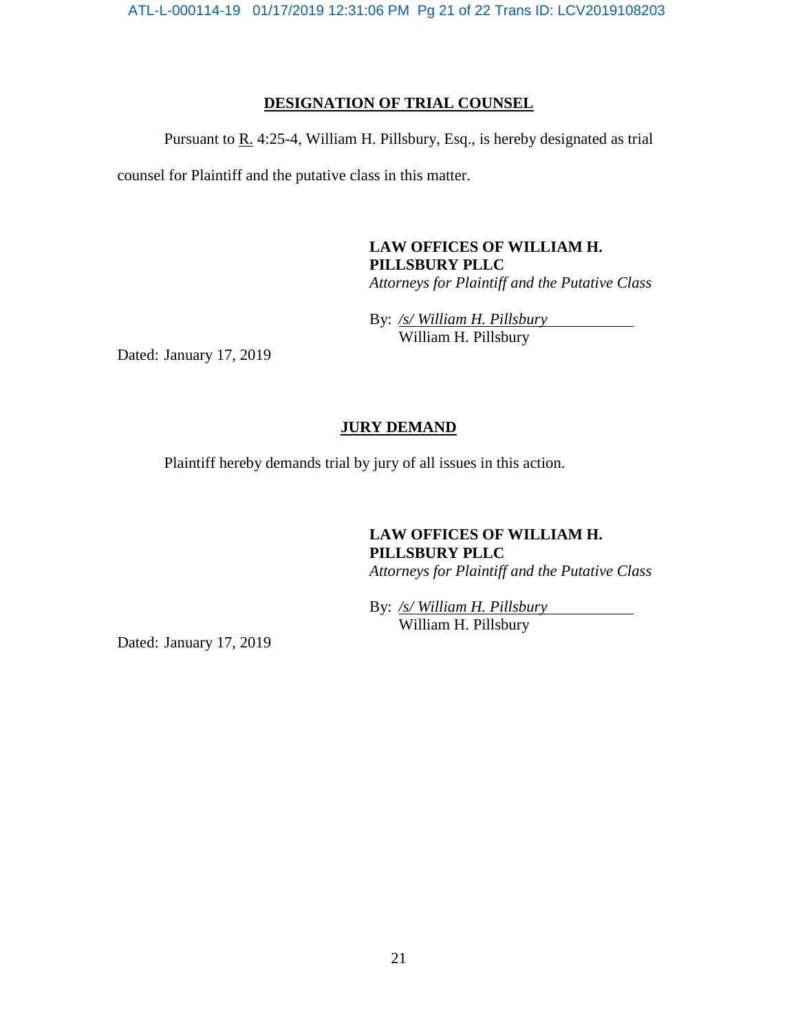## DESIGNATION OF TRIAL COUNSEL

Pursuant to R. 4:25-4, William H. Pillsbury, Esq., is hereby designated as trial counsel for Plaintiff and the putative class in this matter.

**LAW OFFICES OF WILLIAM H. PILLSBURY PLLC**
*Attorneys for Plaintiff and the Putative Class*

By: */s/ William H. Pillsbury*
William H. Pillsbury

Dated: January 17, 2019

## JURY DEMAND

Plaintiff hereby demands trial by jury of all issues in this action.

**LAW OFFICES OF WILLIAM H. PILLSBURY PLLC**
*Attorneys for Plaintiff and the Putative Class*

By: */s/ William H. Pillsbury*
William H. Pillsbury

Dated: January 17, 2019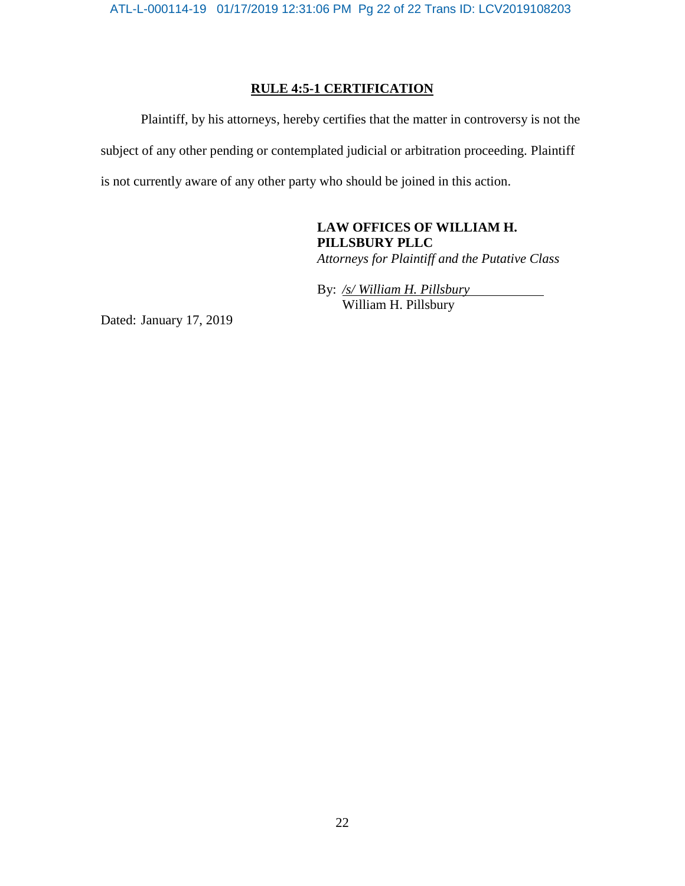**RULE 4:5-1 CERTIFICATION**

Plaintiff, by his attorneys, hereby certifies that the matter in controversy is not the subject of any other pending or contemplated judicial or arbitration proceeding. Plaintiff is not currently aware of any other party who should be joined in this action.

**LAW OFFICES OF WILLIAM H. PILLSBURY PLLC**
*Attorneys for Plaintiff and the Putative Class*

By: */s/ William H. Pillsbury*
William H. Pillsbury

Dated: January 17, 2019